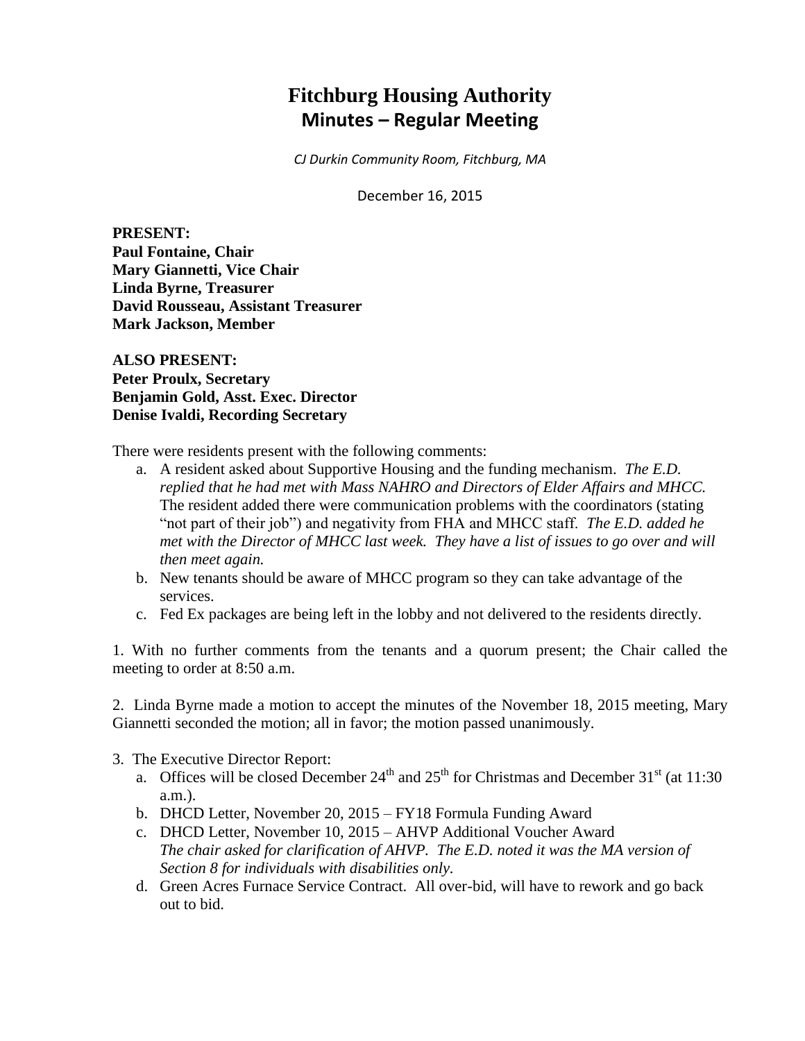# Fitchburg Housing Authority
## Minutes – Regular Meeting

*CJ Durkin Community Room, Fitchburg, MA*

December 16, 2015

**PRESENT:**
**Paul Fontaine, Chair**
**Mary Giannetti, Vice Chair**
**Linda Byrne, Treasurer**
**David Rousseau, Assistant Treasurer**
**Mark Jackson, Member**

**ALSO PRESENT:**
**Peter Proulx, Secretary**
**Benjamin Gold, Asst. Exec. Director**
**Denise Ivaldi, Recording Secretary**

There were residents present with the following comments:

a. A resident asked about Supportive Housing and the funding mechanism. *The E.D. replied that he had met with Mass NAHRO and Directors of Elder Affairs and MHCC.* The resident added there were communication problems with the coordinators (stating "not part of their job") and negativity from FHA and MHCC staff. *The E.D. added he met with the Director of MHCC last week. They have a list of issues to go over and will then meet again.*
b. New tenants should be aware of MHCC program so they can take advantage of the services.
c. Fed Ex packages are being left in the lobby and not delivered to the residents directly.

1. With no further comments from the tenants and a quorum present; the Chair called the meeting to order at 8:50 a.m.

2. Linda Byrne made a motion to accept the minutes of the November 18, 2015 meeting, Mary Giannetti seconded the motion; all in favor; the motion passed unanimously.

3. The Executive Director Report:
   a. Offices will be closed December 24th and 25th for Christmas and December 31st (at 11:30 a.m.).
   b. DHCD Letter, November 20, 2015 – FY18 Formula Funding Award
   c. DHCD Letter, November 10, 2015 – AHVP Additional Voucher Award
      *The chair asked for clarification of AHVP. The E.D. noted it was the MA version of Section 8 for individuals with disabilities only.*
   d. Green Acres Furnace Service Contract. All over-bid, will have to rework and go back out to bid.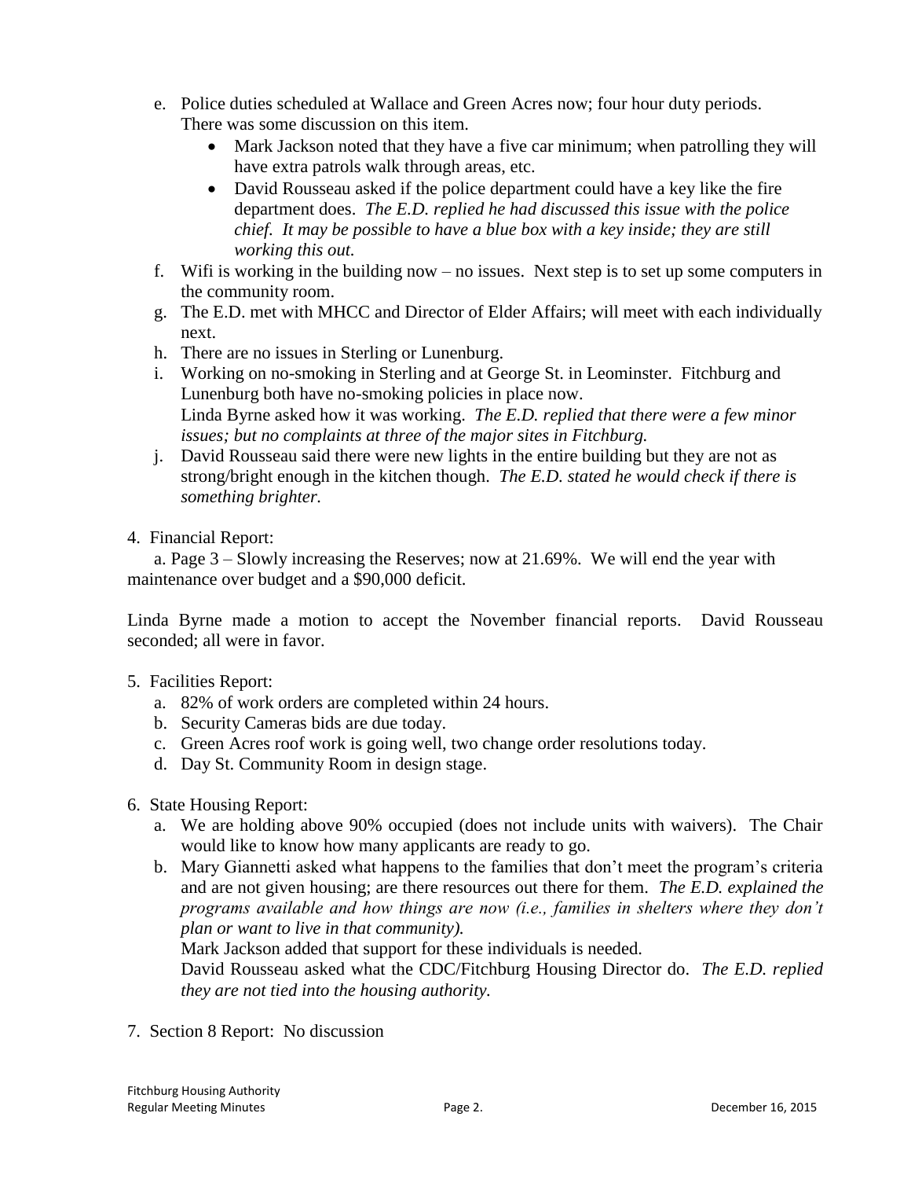e. Police duties scheduled at Wallace and Green Acres now; four hour duty periods. There was some discussion on this item.
   - Mark Jackson noted that they have a five car minimum; when patrolling they will have extra patrols walk through areas, etc.
   - David Rousseau asked if the police department could have a key like the fire department does. *The E.D. replied he had discussed this issue with the police chief. It may be possible to have a blue box with a key inside; they are still working this out.*

f. Wifi is working in the building now – no issues. Next step is to set up some computers in the community room.

g. The E.D. met with MHCC and Director of Elder Affairs; will meet with each individually next.

h. There are no issues in Sterling or Lunenburg.

i. Working on no-smoking in Sterling and at George St. in Leominster. Fitchburg and Lunenburg both have no-smoking policies in place now.
   Linda Byrne asked how it was working. *The E.D. replied that there were a few minor issues; but no complaints at three of the major sites in Fitchburg.*

j. David Rousseau said there were new lights in the entire building but they are not as strong/bright enough in the kitchen though. *The E.D. stated he would check if there is something brighter.*

4. Financial Report:

   a. Page 3 – Slowly increasing the Reserves; now at 21.69%. We will end the year with maintenance over budget and a $90,000 deficit.

Linda Byrne made a motion to accept the November financial reports. David Rousseau seconded; all were in favor.

5. Facilities Report:
   a. 82% of work orders are completed within 24 hours.
   b. Security Cameras bids are due today.
   c. Green Acres roof work is going well, two change order resolutions today.
   d. Day St. Community Room in design stage.

6. State Housing Report:
   a. We are holding above 90% occupied (does not include units with waivers). The Chair would like to know how many applicants are ready to go.
   b. Mary Giannetti asked what happens to the families that don't meet the program's criteria and are not given housing; are there resources out there for them. *The E.D. explained the programs available and how things are now (i.e., families in shelters where they don't plan or want to live in that community).*
      Mark Jackson added that support for these individuals is needed.
      David Rousseau asked what the CDC/Fitchburg Housing Director do. *The E.D. replied they are not tied into the housing authority.*

7. Section 8 Report: No discussion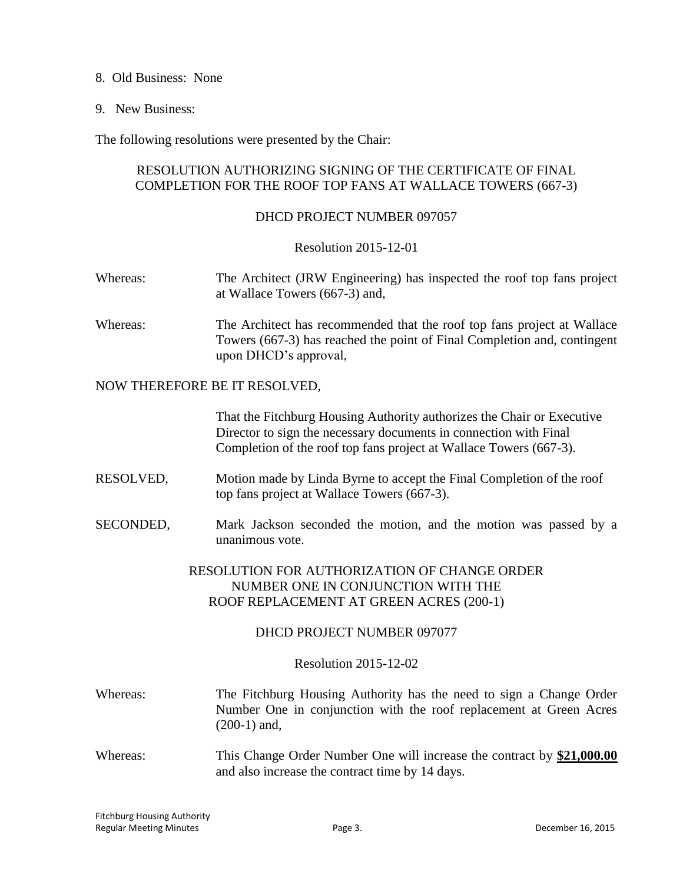8. Old Business: None

9. New Business:

The following resolutions were presented by the Chair:

RESOLUTION AUTHORIZING SIGNING OF THE CERTIFICATE OF FINAL COMPLETION FOR THE ROOF TOP FANS AT WALLACE TOWERS (667-3)

DHCD PROJECT NUMBER 097057

Resolution 2015-12-01

Whereas: The Architect (JRW Engineering) has inspected the roof top fans project at Wallace Towers (667-3) and,

Whereas: The Architect has recommended that the roof top fans project at Wallace Towers (667-3) has reached the point of Final Completion and, contingent upon DHCD's approval,

NOW THEREFORE BE IT RESOLVED,

That the Fitchburg Housing Authority authorizes the Chair or Executive Director to sign the necessary documents in connection with Final Completion of the roof top fans project at Wallace Towers (667-3).

RESOLVED, Motion made by Linda Byrne to accept the Final Completion of the roof top fans project at Wallace Towers (667-3).

SECONDED, Mark Jackson seconded the motion, and the motion was passed by a unanimous vote.

RESOLUTION FOR AUTHORIZATION OF CHANGE ORDER NUMBER ONE IN CONJUNCTION WITH THE ROOF REPLACEMENT AT GREEN ACRES (200-1)

DHCD PROJECT NUMBER 097077

Resolution 2015-12-02

Whereas: The Fitchburg Housing Authority has the need to sign a Change Order Number One in conjunction with the roof replacement at Green Acres (200-1) and,

Whereas: This Change Order Number One will increase the contract by **<u>$21,000.00</u>** and also increase the contract time by 14 days.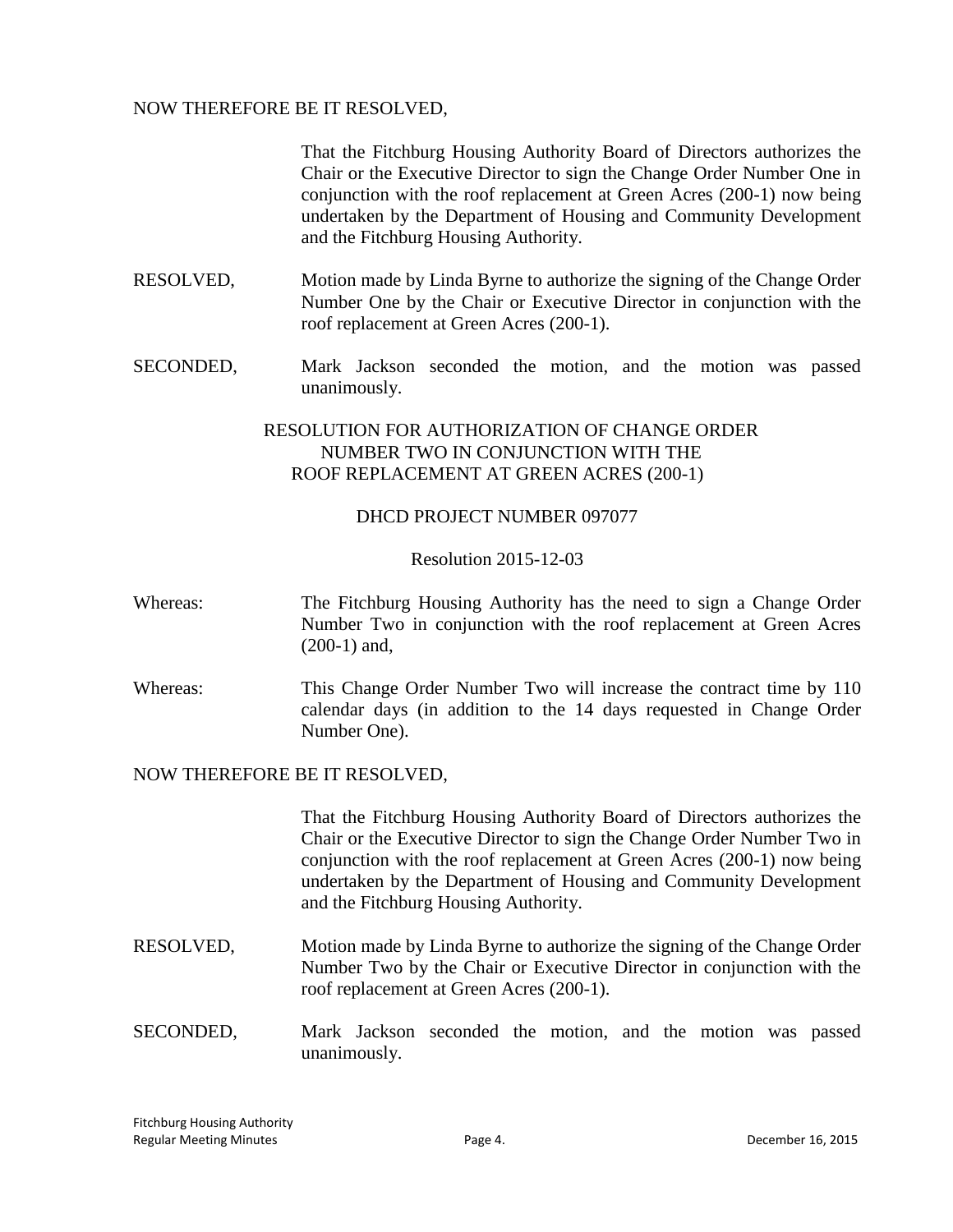NOW THEREFORE BE IT RESOLVED,

That the Fitchburg Housing Authority Board of Directors authorizes the Chair or the Executive Director to sign the Change Order Number One in conjunction with the roof replacement at Green Acres (200-1) now being undertaken by the Department of Housing and Community Development and the Fitchburg Housing Authority.

RESOLVED, Motion made by Linda Byrne to authorize the signing of the Change Order Number One by the Chair or Executive Director in conjunction with the roof replacement at Green Acres (200-1).

SECONDED, Mark Jackson seconded the motion, and the motion was passed unanimously.

## RESOLUTION FOR AUTHORIZATION OF CHANGE ORDER NUMBER TWO IN CONJUNCTION WITH THE ROOF REPLACEMENT AT GREEN ACRES (200-1)

DHCD PROJECT NUMBER 097077

Resolution 2015-12-03

Whereas: The Fitchburg Housing Authority has the need to sign a Change Order Number Two in conjunction with the roof replacement at Green Acres (200-1) and,

Whereas: This Change Order Number Two will increase the contract time by 110 calendar days (in addition to the 14 days requested in Change Order Number One).

NOW THEREFORE BE IT RESOLVED,

That the Fitchburg Housing Authority Board of Directors authorizes the Chair or the Executive Director to sign the Change Order Number Two in conjunction with the roof replacement at Green Acres (200-1) now being undertaken by the Department of Housing and Community Development and the Fitchburg Housing Authority.

RESOLVED, Motion made by Linda Byrne to authorize the signing of the Change Order Number Two by the Chair or Executive Director in conjunction with the roof replacement at Green Acres (200-1).

SECONDED, Mark Jackson seconded the motion, and the motion was passed unanimously.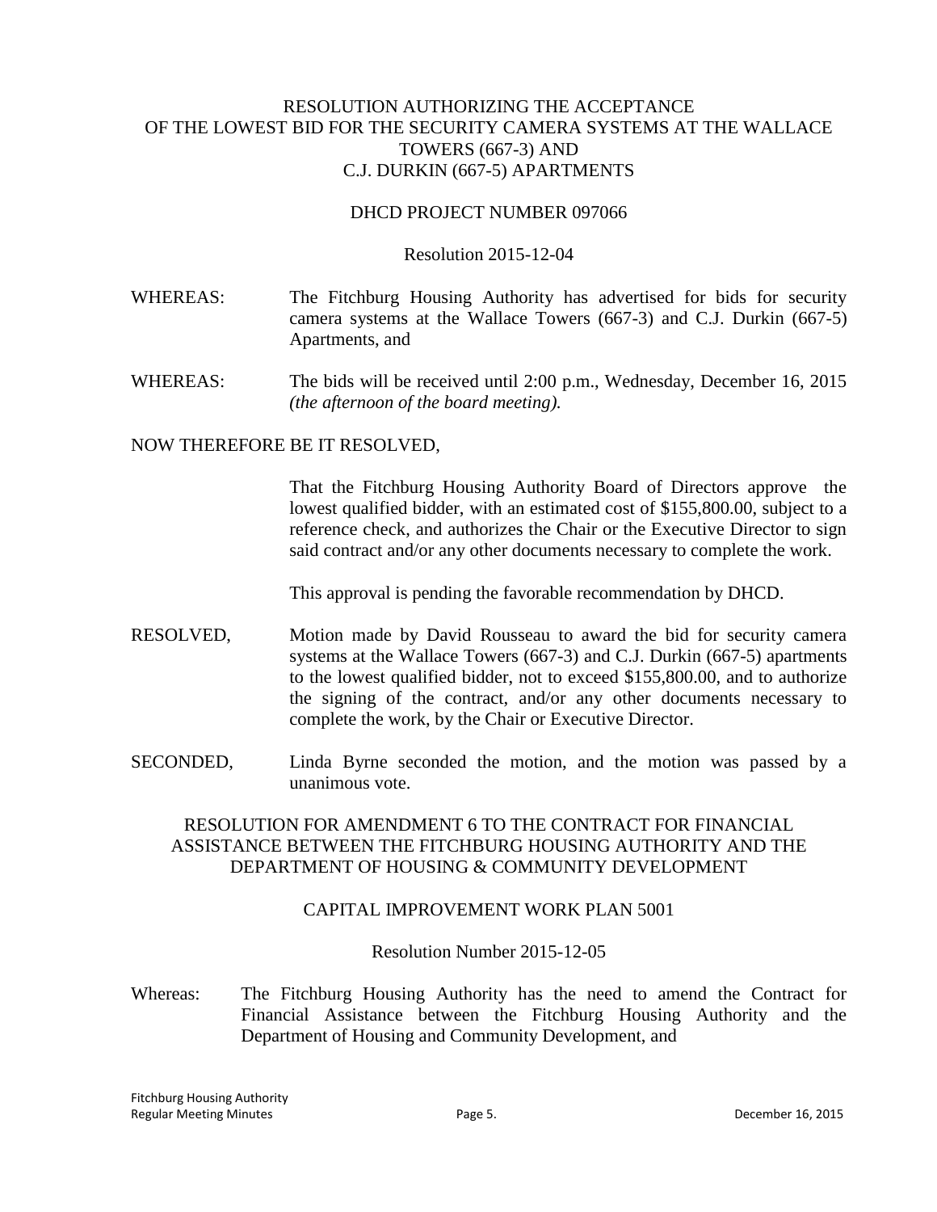## RESOLUTION AUTHORIZING THE ACCEPTANCE OF THE LOWEST BID FOR THE SECURITY CAMERA SYSTEMS AT THE WALLACE TOWERS (667-3) AND C.J. DURKIN (667-5) APARTMENTS

DHCD PROJECT NUMBER 097066

Resolution 2015-12-04

WHEREAS: The Fitchburg Housing Authority has advertised for bids for security camera systems at the Wallace Towers (667-3) and C.J. Durkin (667-5) Apartments, and

WHEREAS: The bids will be received until 2:00 p.m., Wednesday, December 16, 2015 *(the afternoon of the board meeting).*

NOW THEREFORE BE IT RESOLVED,

That the Fitchburg Housing Authority Board of Directors approve the lowest qualified bidder, with an estimated cost of $155,800.00, subject to a reference check, and authorizes the Chair or the Executive Director to sign said contract and/or any other documents necessary to complete the work.

This approval is pending the favorable recommendation by DHCD.

RESOLVED, Motion made by David Rousseau to award the bid for security camera systems at the Wallace Towers (667-3) and C.J. Durkin (667-5) apartments to the lowest qualified bidder, not to exceed $155,800.00, and to authorize the signing of the contract, and/or any other documents necessary to complete the work, by the Chair or Executive Director.

SECONDED, Linda Byrne seconded the motion, and the motion was passed by a unanimous vote.

## RESOLUTION FOR AMENDMENT 6 TO THE CONTRACT FOR FINANCIAL ASSISTANCE BETWEEN THE FITCHBURG HOUSING AUTHORITY AND THE DEPARTMENT OF HOUSING & COMMUNITY DEVELOPMENT

CAPITAL IMPROVEMENT WORK PLAN 5001

Resolution Number 2015-12-05

Whereas: The Fitchburg Housing Authority has the need to amend the Contract for Financial Assistance between the Fitchburg Housing Authority and the Department of Housing and Community Development, and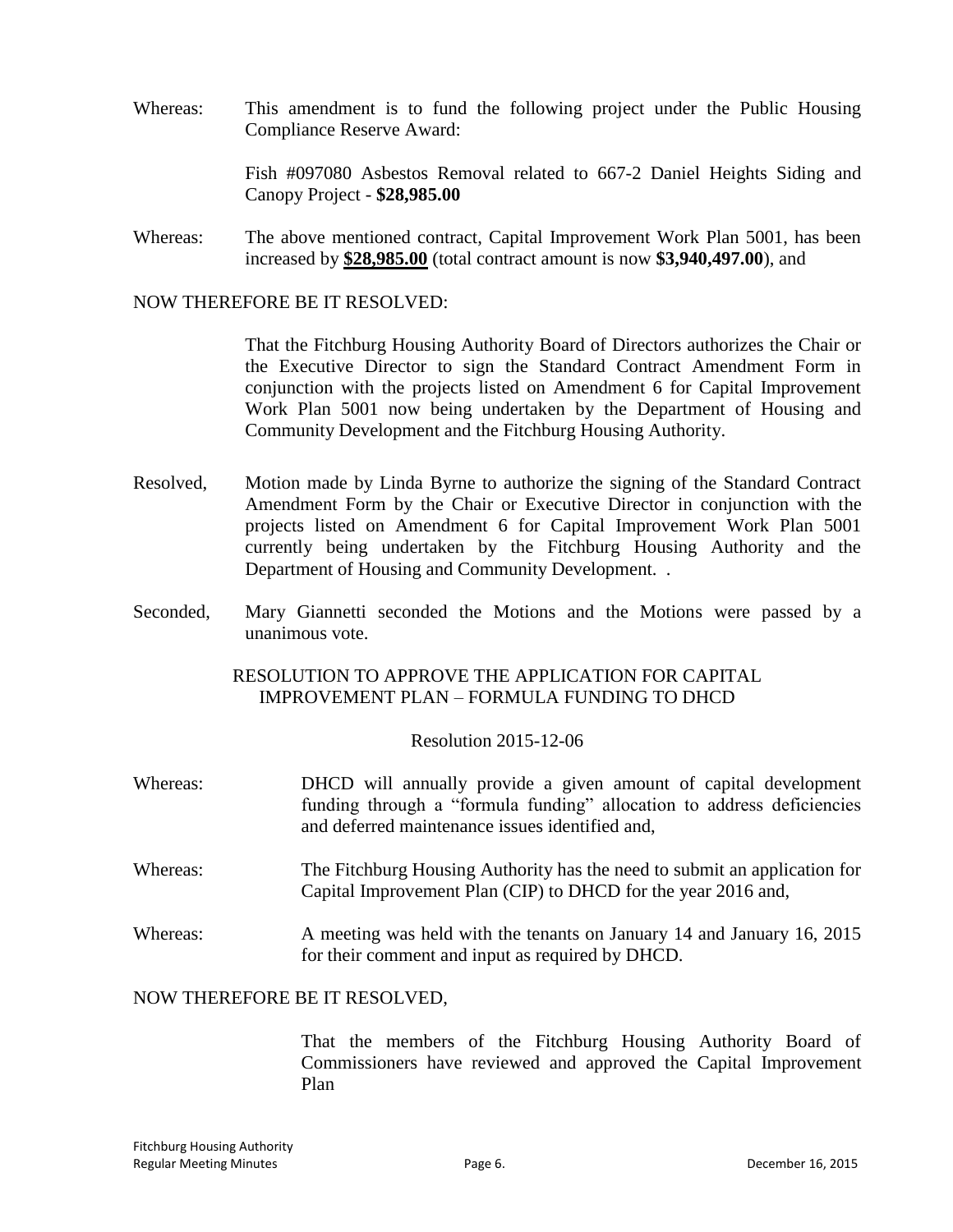Whereas: This amendment is to fund the following project under the Public Housing Compliance Reserve Award:

Fish #097080 Asbestos Removal related to 667-2 Daniel Heights Siding and Canopy Project - **$28,985.00**

Whereas: The above mentioned contract, Capital Improvement Work Plan 5001, has been increased by **<u>$28,985.00</u>** (total contract amount is now **$3,940,497.00**), and

NOW THEREFORE BE IT RESOLVED:

That the Fitchburg Housing Authority Board of Directors authorizes the Chair or the Executive Director to sign the Standard Contract Amendment Form in conjunction with the projects listed on Amendment 6 for Capital Improvement Work Plan 5001 now being undertaken by the Department of Housing and Community Development and the Fitchburg Housing Authority.

Resolved, Motion made by Linda Byrne to authorize the signing of the Standard Contract Amendment Form by the Chair or Executive Director in conjunction with the projects listed on Amendment 6 for Capital Improvement Work Plan 5001 currently being undertaken by the Fitchburg Housing Authority and the Department of Housing and Community Development. .

Seconded, Mary Giannetti seconded the Motions and the Motions were passed by a unanimous vote.

RESOLUTION TO APPROVE THE APPLICATION FOR CAPITAL IMPROVEMENT PLAN – FORMULA FUNDING TO DHCD

Resolution 2015-12-06

Whereas: DHCD will annually provide a given amount of capital development funding through a "formula funding" allocation to address deficiencies and deferred maintenance issues identified and,

Whereas: The Fitchburg Housing Authority has the need to submit an application for Capital Improvement Plan (CIP) to DHCD for the year 2016 and,

Whereas: A meeting was held with the tenants on January 14 and January 16, 2015 for their comment and input as required by DHCD.

NOW THEREFORE BE IT RESOLVED,

That the members of the Fitchburg Housing Authority Board of Commissioners have reviewed and approved the Capital Improvement Plan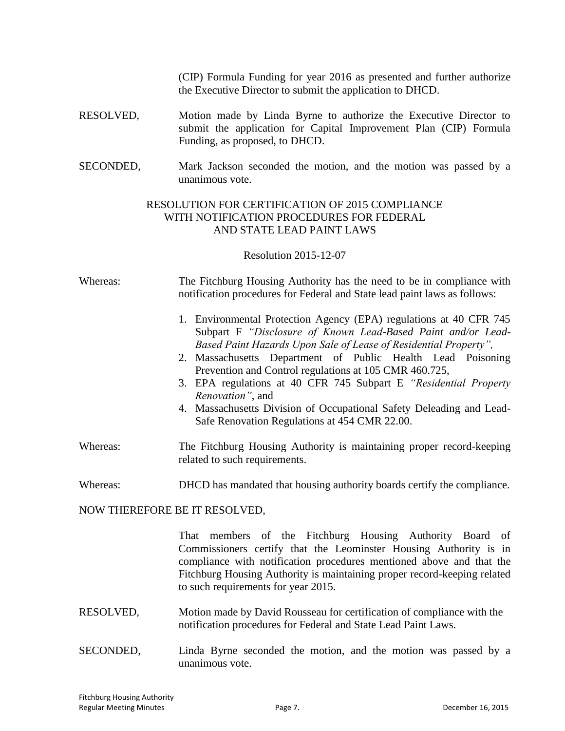(CIP) Formula Funding for year 2016 as presented and further authorize the Executive Director to submit the application to DHCD.

RESOLVED, Motion made by Linda Byrne to authorize the Executive Director to submit the application for Capital Improvement Plan (CIP) Formula Funding, as proposed, to DHCD.

SECONDED, Mark Jackson seconded the motion, and the motion was passed by a unanimous vote.

## RESOLUTION FOR CERTIFICATION OF 2015 COMPLIANCE WITH NOTIFICATION PROCEDURES FOR FEDERAL AND STATE LEAD PAINT LAWS

Resolution 2015-12-07

Whereas: The Fitchburg Housing Authority has the need to be in compliance with notification procedures for Federal and State lead paint laws as follows:

1. Environmental Protection Agency (EPA) regulations at 40 CFR 745 Subpart F *"Disclosure of Known Lead-Based Paint and/or Lead-Based Paint Hazards Upon Sale of Lease of Residential Property",*
2. Massachusetts Department of Public Health Lead Poisoning Prevention and Control regulations at 105 CMR 460.725,
3. EPA regulations at 40 CFR 745 Subpart E *"Residential Property Renovation"*, and
4. Massachusetts Division of Occupational Safety Deleading and Lead-Safe Renovation Regulations at 454 CMR 22.00.

Whereas: The Fitchburg Housing Authority is maintaining proper record-keeping related to such requirements.

Whereas: DHCD has mandated that housing authority boards certify the compliance.

NOW THEREFORE BE IT RESOLVED,

That members of the Fitchburg Housing Authority Board of Commissioners certify that the Leominster Housing Authority is in compliance with notification procedures mentioned above and that the Fitchburg Housing Authority is maintaining proper record-keeping related to such requirements for year 2015.

RESOLVED, Motion made by David Rousseau for certification of compliance with the notification procedures for Federal and State Lead Paint Laws.

SECONDED, Linda Byrne seconded the motion, and the motion was passed by a unanimous vote.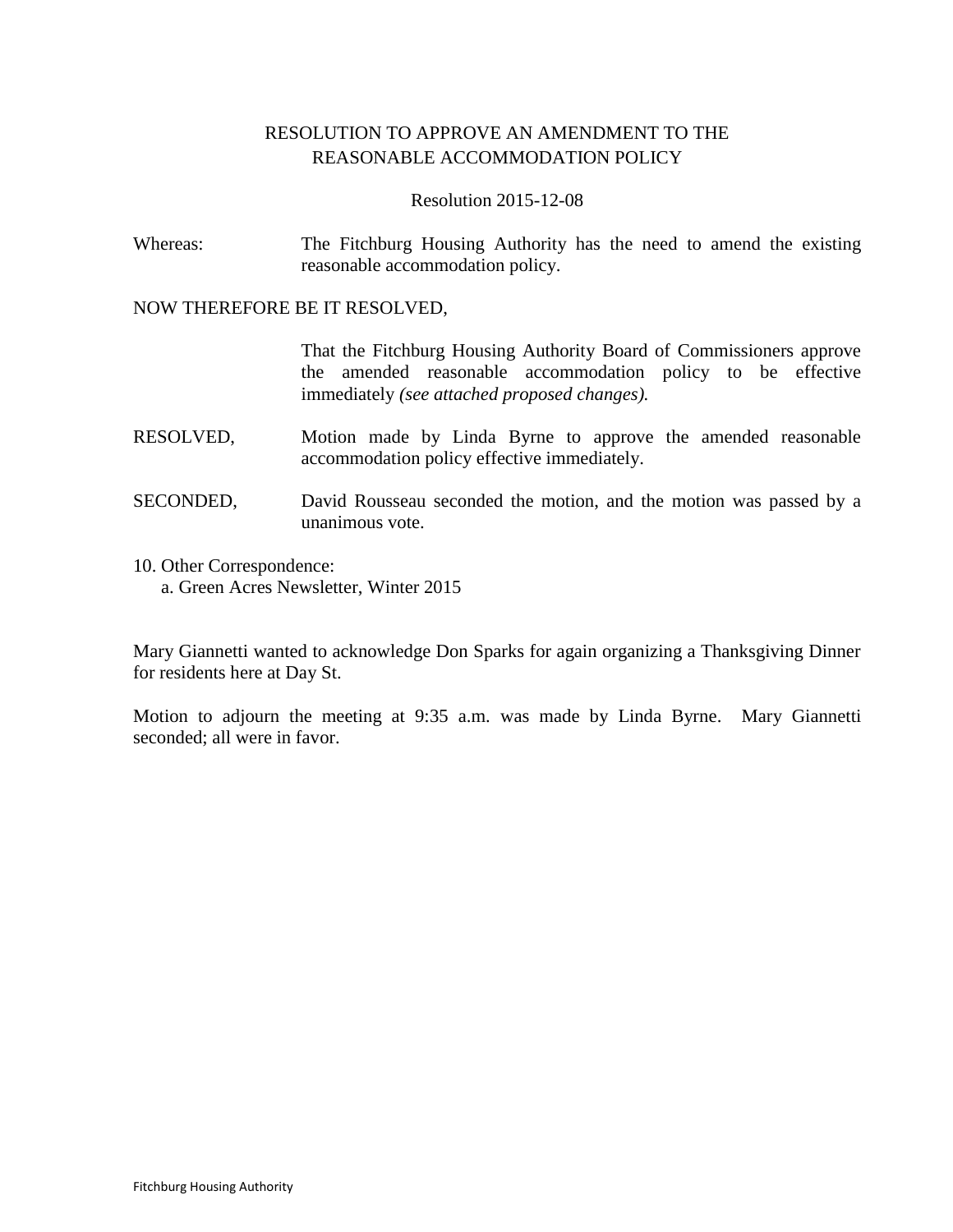RESOLUTION TO APPROVE AN AMENDMENT TO THE REASONABLE ACCOMMODATION POLICY

Resolution 2015-12-08

Whereas: The Fitchburg Housing Authority has the need to amend the existing reasonable accommodation policy.

NOW THEREFORE BE IT RESOLVED,

That the Fitchburg Housing Authority Board of Commissioners approve the amended reasonable accommodation policy to be effective immediately *(see attached proposed changes).*

RESOLVED, Motion made by Linda Byrne to approve the amended reasonable accommodation policy effective immediately.

SECONDED, David Rousseau seconded the motion, and the motion was passed by a unanimous vote.

10. Other Correspondence:
    a. Green Acres Newsletter, Winter 2015

Mary Giannetti wanted to acknowledge Don Sparks for again organizing a Thanksgiving Dinner for residents here at Day St.

Motion to adjourn the meeting at 9:35 a.m. was made by Linda Byrne. Mary Giannetti seconded; all were in favor.